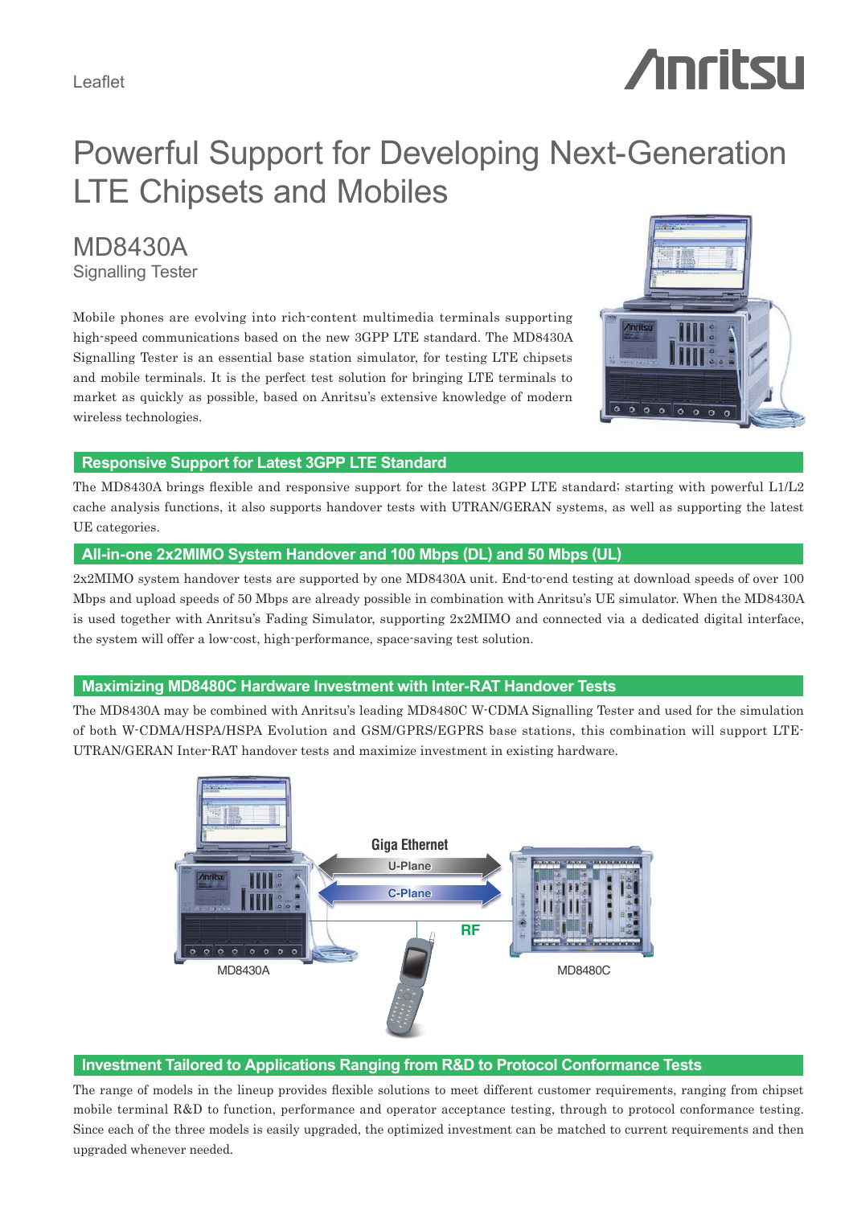Leaflet

# Powerful Support for Developing Next-Generation LTE Chipsets and Mobiles

## MD8430A
Signalling Tester

Mobile phones are evolving into rich-content multimedia terminals supporting high-speed communications based on the new 3GPP LTE standard. The MD8430A Signalling Tester is an essential base station simulator, for testing LTE chipsets and mobile terminals. It is the perfect test solution for bringing LTE terminals to market as quickly as possible, based on Anritsu's extensive knowledge of modern wireless technologies.

### Responsive Support for Latest 3GPP LTE Standard

The MD8430A brings flexible and responsive support for the latest 3GPP LTE standard; starting with powerful L1/L2 cache analysis functions, it also supports handover tests with UTRAN/GERAN systems, as well as supporting the latest UE categories.

### All-in-one 2x2MIMO System Handover and 100 Mbps (DL) and 50 Mbps (UL)

2x2MIMO system handover tests are supported by one MD8430A unit. End-to-end testing at download speeds of over 100 Mbps and upload speeds of 50 Mbps are already possible in combination with Anritsu's UE simulator. When the MD8430A is used together with Anritsu's Fading Simulator, supporting 2x2MIMO and connected via a dedicated digital interface, the system will offer a low-cost, high-performance, space-saving test solution.

### Maximizing MD8480C Hardware Investment with Inter-RAT Handover Tests

The MD8430A may be combined with Anritsu's leading MD8480C W-CDMA Signalling Tester and used for the simulation of both W-CDMA/HSPA/HSPA Evolution and GSM/GPRS/EGPRS base stations, this combination will support LTE-UTRAN/GERAN Inter-RAT handover tests and maximize investment in existing hardware.

Giga Ethernet — U-Plane — C-Plane — RF — MD8430A — MD8480C

### Investment Tailored to Applications Ranging from R&D to Protocol Conformance Tests

The range of models in the lineup provides flexible solutions to meet different customer requirements, ranging from chipset mobile terminal R&D to function, performance and operator acceptance testing, through to protocol conformance testing. Since each of the three models is easily upgraded, the optimized investment can be matched to current requirements and then upgraded whenever needed.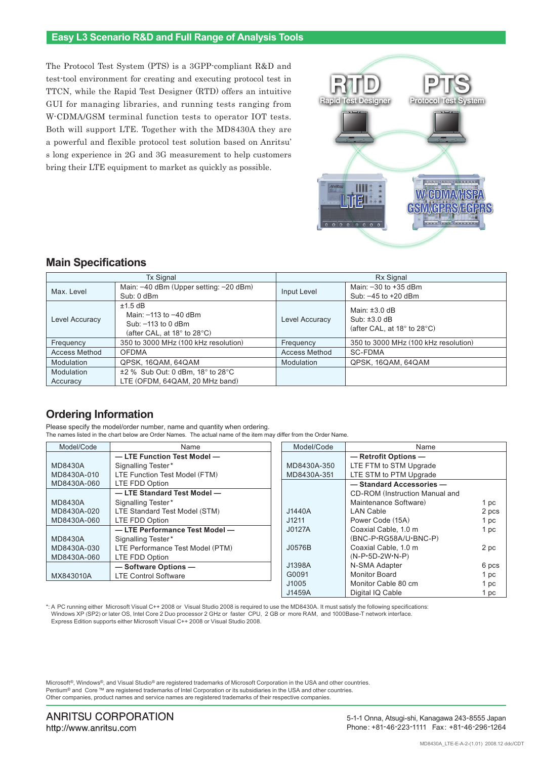## Easy L3 Scenario R&D and Full Range of Analysis Tools

The Protocol Test System (PTS) is a 3GPP-compliant R&D and test-tool environment for creating and executing protocol test in TTCN, while the Rapid Test Designer (RTD) offers an intuitive GUI for managing libraries, and running tests ranging from W-CDMA/GSM terminal function tests to operator IOT tests. Both will support LTE. Together with the MD8430A they are a powerful and flexible protocol test solution based on Anritsu's long experience in 2G and 3G measurement to help customers bring their LTE equipment to market as quickly as possible.

RTD
Rapid Test Designer
PTS
Protocol Test System
LTE
W-CDMA/HSPA
GSM/GPRS/EGPRS

## Main Specifications

| Tx Signal | | Rx Signal | |
|---|---|---|---|
| Max. Level | Main: –40 dBm (Upper setting: –20 dBm)<br>Sub: 0 dBm | Input Level | Main: –30 to +35 dBm<br>Sub: –45 to +20 dBm |
| Level Accuracy | ±1.5 dB<br>Main: –113 to –40 dBm<br>Sub: –113 to 0 dBm<br>(after CAL, at 18° to 28°C) | Level Accuracy | Main: ±3.0 dB<br>Sub: ±3.0 dB<br>(after CAL, at 18° to 28°C) |
| Frequency | 350 to 3000 MHz (100 kHz resolution) | Frequency | 350 to 3000 MHz (100 kHz resolution) |
| Access Method | OFDMA | Access Method | SC-FDMA |
| Modulation | QPSK, 16QAM, 64QAM | Modulation | QPSK, 16QAM, 64QAM |
| Modulation Accuracy | ±2 % Sub Out: 0 dBm, 18° to 28°C<br>LTE (OFDM, 64QAM, 20 MHz band) | | |

## Ordering Information

Please specify the model/order number, name and quantity when ordering.
The names listed in the chart below are Order Names. The actual name of the item may differ from the Order Name.

| Model/Code | Name |
|---|---|
| | **— LTE Function Test Model —** |
| MD8430A | Signalling Tester* |
| MD8430A-010 | LTE Function Test Model (FTM) |
| MD8430A-060 | LTE FDD Option |
| | **— LTE Standard Test Model —** |
| MD8430A | Signalling Tester* |
| MD8430A-020 | LTE Standard Test Model (STM) |
| MD8430A-060 | LTE FDD Option |
| | **— LTE Performance Test Model —** |
| MD8430A | Signalling Tester* |
| MD8430A-030 | LTE Performance Test Model (PTM) |
| MD8430A-060 | LTE FDD Option |
| | **— Software Options —** |
| MX843010A | LTE Control Software |

| Model/Code | Name | |
|---|---|---|
| | **— Retrofit Options —** | |
| MD8430A-350 | LTE FTM to STM Upgrade | |
| MD8430A-351 | LTE STM to PTM Upgrade | |
| | **— Standard Accessories —** | |
| | CD-ROM (Instruction Manual and Maintenance Software) | 1 pc |
| J1440A | LAN Cable | 2 pcs |
| J1211 | Power Code (15A) | 1 pc |
| J0127A | Coaxial Cable, 1.0 m (BNC-P•RG58A/U•BNC-P) | 1 pc |
| J0576B | Coaxial Cable, 1.0 m (N-P•5D-2W•N-P) | 2 pc |
| J1398A | N-SMA Adapter | 6 pcs |
| G0091 | Monitor Board | 1 pc |
| J1005 | Monitor Cable 80 cm | 1 pc |
| J1459A | Digital IQ Cable | 1 pc |

*: A PC running either Microsoft Visual C++ 2008 or Visual Studio 2008 is required to use the MD8430A. It must satisfy the following specifications: Windows XP (SP2) or later OS, Intel Core 2 Duo processor 2 GHz or faster CPU, 2 GB or more RAM, and 1000Base-T network interface. Express Edition supports either Microsoft Visual C++ 2008 or Visual Studio 2008.

Microsoft®, Windows®, and Visual Studio® are registered trademarks of Microsoft Corporation in the USA and other countries.
Pentium® and Core ™ are registered trademarks of Intel Corporation or its subsidiaries in the USA and other countries.
Other companies, product names and service names are registered trademarks of their respective companies.

ANRITSU CORPORATION
http://www.anritsu.com

5-1-1 Onna, Atsugi-shi, Kanagawa 243-8555 Japan
Phone: +81-46-223-1111 Fax: +81-46-296-1264

MD8430A_LTE-E-A-2-(1.01) 2008.12 ddc/CDT